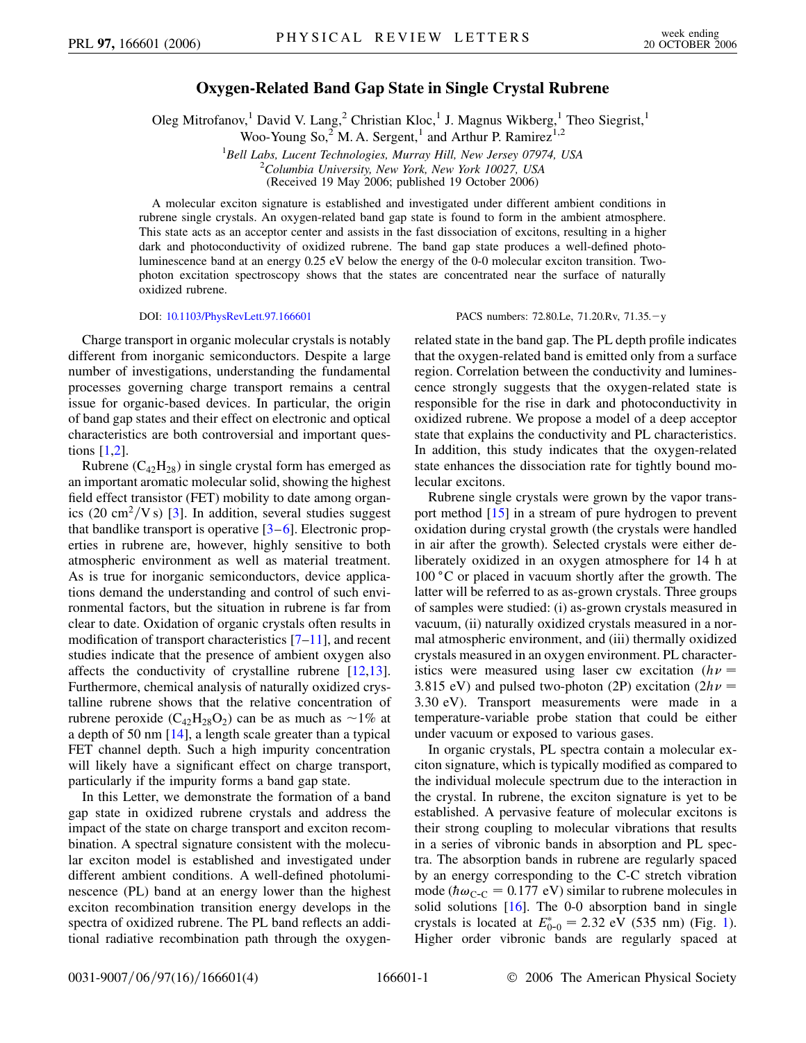# Oxygen-Related Band Gap State in Single Crystal Rubrene

Oleg Mitrofanov,[1] David V. Lang,[2] Christian Kloc,[1] J. Magnus Wikberg,[1] Theo Siegrist,[1] Woo-Young So,[2] M. A. Sergent,[1] and Arthur P. Ramirez[1,2]

[1]*Bell Labs, Lucent Technologies, Murray Hill, New Jersey 07974, USA*
[2]*Columbia University, New York, New York 10027, USA*
(Received 19 May 2006; published 19 October 2006)

A molecular exciton signature is established and investigated under different ambient conditions in rubrene single crystals. An oxygen-related band gap state is found to form in the ambient atmosphere. This state acts as an acceptor center and assists in the fast dissociation of excitons, resulting in a higher dark and photoconductivity of oxidized rubrene. The band gap state produces a well-defined photoluminescence band at an energy 0.25 eV below the energy of the 0-0 molecular exciton transition. Two-photon excitation spectroscopy shows that the states are concentrated near the surface of naturally oxidized rubrene.

DOI: 10.1103/PhysRevLett.97.166601

PACS numbers: 72.80.Le, 71.20.Rv, 71.35.−y

Charge transport in organic molecular crystals is notably different from inorganic semiconductors. Despite a large number of investigations, understanding the fundamental processes governing charge transport remains a central issue for organic-based devices. In particular, the origin of band gap states and their effect on electronic and optical characteristics are both controversial and important questions [1,2].

Rubrene ($C_{42}H_{28}$) in single crystal form has emerged as an important aromatic molecular solid, showing the highest field effect transistor (FET) mobility to date among organics (20 $cm^2/V\,s$) [3]. In addition, several studies suggest that bandlike transport is operative [3–6]. Electronic properties in rubrene are, however, highly sensitive to both atmospheric environment as well as material treatment. As is true for inorganic semiconductors, device applications demand the understanding and control of such environmental factors, but the situation in rubrene is far from clear to date. Oxidation of organic crystals often results in modification of transport characteristics [7–11], and recent studies indicate that the presence of ambient oxygen also affects the conductivity of crystalline rubrene [12,13]. Furthermore, chemical analysis of naturally oxidized crystalline rubrene shows that the relative concentration of rubrene peroxide ($C_{42}H_{28}O_2$) can be as much as ~1% at a depth of 50 nm [14], a length scale greater than a typical FET channel depth. Such a high impurity concentration will likely have a significant effect on charge transport, particularly if the impurity forms a band gap state.

In this Letter, we demonstrate the formation of a band gap state in oxidized rubrene crystals and address the impact of the state on charge transport and exciton recombination. A spectral signature consistent with the molecular exciton model is established and investigated under different ambient conditions. A well-defined photoluminescence (PL) band at an energy lower than the highest exciton recombination transition energy develops in the spectra of oxidized rubrene. The PL band reflects an additional radiative recombination path through the oxygen-related state in the band gap. The PL depth profile indicates that the oxygen-related band is emitted only from a surface region. Correlation between the conductivity and luminescence strongly suggests that the oxygen-related state is responsible for the rise in dark and photoconductivity in oxidized rubrene. We propose a model of a deep acceptor state that explains the conductivity and PL characteristics. In addition, this study indicates that the oxygen-related state enhances the dissociation rate for tightly bound molecular excitons.

Rubrene single crystals were grown by the vapor transport method [15] in a stream of pure hydrogen to prevent oxidation during crystal growth (the crystals were handled in air after the growth). Selected crystals were either deliberately oxidized in an oxygen atmosphere for 14 h at 100 °C or placed in vacuum shortly after the growth. The latter will be referred to as as-grown crystals. Three groups of samples were studied: (i) as-grown crystals measured in vacuum, (ii) naturally oxidized crystals measured in a normal atmospheric environment, and (iii) thermally oxidized crystals measured in an oxygen environment. PL characteristics were measured using laser cw excitation ($h\nu = 3.815$ eV) and pulsed two-photon (2P) excitation ($2h\nu = 3.30$ eV). Transport measurements were made in a temperature-variable probe station that could be either under vacuum or exposed to various gases.

In organic crystals, PL spectra contain a molecular exciton signature, which is typically modified as compared to the individual molecule spectrum due to the interaction in the crystal. In rubrene, the exciton signature is yet to be established. A pervasive feature of molecular excitons is their strong coupling to molecular vibrations that results in a series of vibronic bands in absorption and PL spectra. The absorption bands in rubrene are regularly spaced by an energy corresponding to the C-C stretch vibration mode ($\hbar\omega_{C\text{-}C} = 0.177$ eV) similar to rubrene molecules in solid solutions [16]. The 0-0 absorption band in single crystals is located at $E^*_{0\text{-}0} = 2.32$ eV (535 nm) (Fig. 1). Higher order vibronic bands are regularly spaced at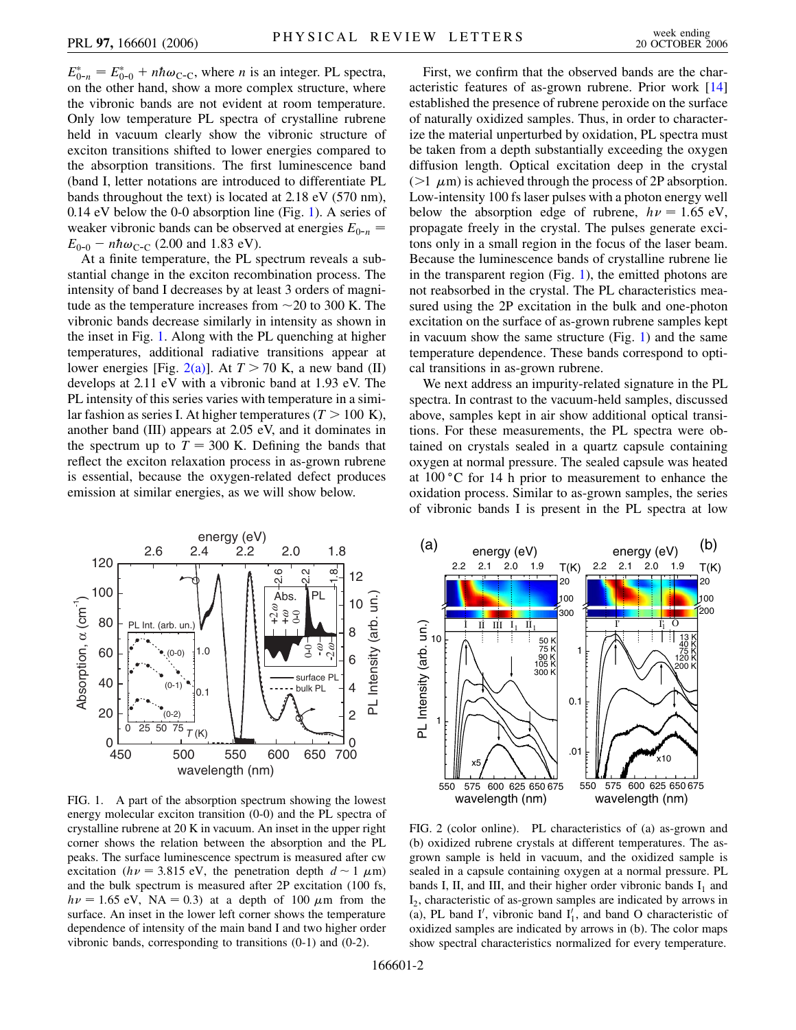$E^*_{0\text{-}n} = E^*_{0\text{-}0} + n\hbar\omega_{\text{C-C}}$, where $n$ is an integer. PL spectra, on the other hand, show a more complex structure, where the vibronic bands are not evident at room temperature. Only low temperature PL spectra of crystalline rubrene held in vacuum clearly show the vibronic structure of exciton transitions shifted to lower energies compared to the absorption transitions. The first luminescence band (band I, letter notations are introduced to differentiate PL bands throughout the text) is located at 2.18 eV (570 nm), 0.14 eV below the 0-0 absorption line (Fig. 1). A series of weaker vibronic bands can be observed at energies $E_{0\text{-}n} = E_{0\text{-}0} - n\hbar\omega_{\text{C-C}}$ (2.00 and 1.83 eV).

At a finite temperature, the PL spectrum reveals a substantial change in the exciton recombination process. The intensity of band I decreases by at least 3 orders of magnitude as the temperature increases from ~20 to 300 K. The vibronic bands decrease similarly in intensity as shown in the inset in Fig. 1. Along with the PL quenching at higher temperatures, additional radiative transitions appear at lower energies [Fig. 2(a)]. At $T > 70$ K, a new band (II) develops at 2.11 eV with a vibronic band at 1.93 eV. The PL intensity of this series varies with temperature in a similar fashion as series I. At higher temperatures ($T > 100$ K), another band (III) appears at 2.05 eV, and it dominates in the spectrum up to $T = 300$ K. Defining the bands that reflect the exciton relaxation process in as-grown rubrene is essential, because the oxygen-related defect produces emission at similar energies, as we will show below.

FIG. 1. A part of the absorption spectrum showing the lowest energy molecular exciton transition (0-0) and the PL spectra of crystalline rubrene at 20 K in vacuum. An inset in the upper right corner shows the relation between the absorption and the PL peaks. The surface luminescence spectrum is measured after cw excitation ($h\nu = 3.815$ eV, the penetration depth $d \sim 1$ $\mu$m) and the bulk spectrum is measured after 2P excitation (100 fs, $h\nu = 1.65$ eV, NA = 0.3) at a depth of 100 $\mu$m from the surface. An inset in the lower left corner shows the temperature dependence of intensity of the main band I and two higher order vibronic bands, corresponding to transitions (0-1) and (0-2).

First, we confirm that the observed bands are the characteristic features of as-grown rubrene. Prior work [14] established the presence of rubrene peroxide on the surface of naturally oxidized samples. Thus, in order to characterize the material unperturbed by oxidation, PL spectra must be taken from a depth substantially exceeding the oxygen diffusion length. Optical excitation deep in the crystal ($>1$ $\mu$m) is achieved through the process of 2P absorption. Low-intensity 100 fs laser pulses with a photon energy well below the absorption edge of rubrene, $h\nu = 1.65$ eV, propagate freely in the crystal. The pulses generate excitons only in a small region in the focus of the laser beam. Because the luminescence bands of crystalline rubrene lie in the transparent region (Fig. 1), the emitted photons are not reabsorbed in the crystal. The PL characteristics measured using the 2P excitation in the bulk and one-photon excitation on the surface of as-grown rubrene samples kept in vacuum show the same structure (Fig. 1) and the same temperature dependence. These bands correspond to optical transitions in as-grown rubrene.

We next address an impurity-related signature in the PL spectra. In contrast to the vacuum-held samples, discussed above, samples kept in air show additional optical transitions. For these measurements, the PL spectra were obtained on crystals sealed in a quartz capsule containing oxygen at normal pressure. The sealed capsule was heated at 100 °C for 14 h prior to measurement to enhance the oxidation process. Similar to as-grown samples, the series of vibronic bands I is present in the PL spectra at low

FIG. 2 (color online). PL characteristics of (a) as-grown and (b) oxidized rubrene crystals at different temperatures. The as-grown sample is held in vacuum, and the oxidized sample is sealed in a capsule containing oxygen at a normal pressure. PL bands I, II, and III, and their higher order vibronic bands $I_1$ and $I_2$, characteristic of as-grown samples are indicated by arrows in (a), PL band I′, vibronic band $I'_1$, and band O characteristic of oxidized samples are indicated by arrows in (b). The color maps show spectral characteristics normalized for every temperature.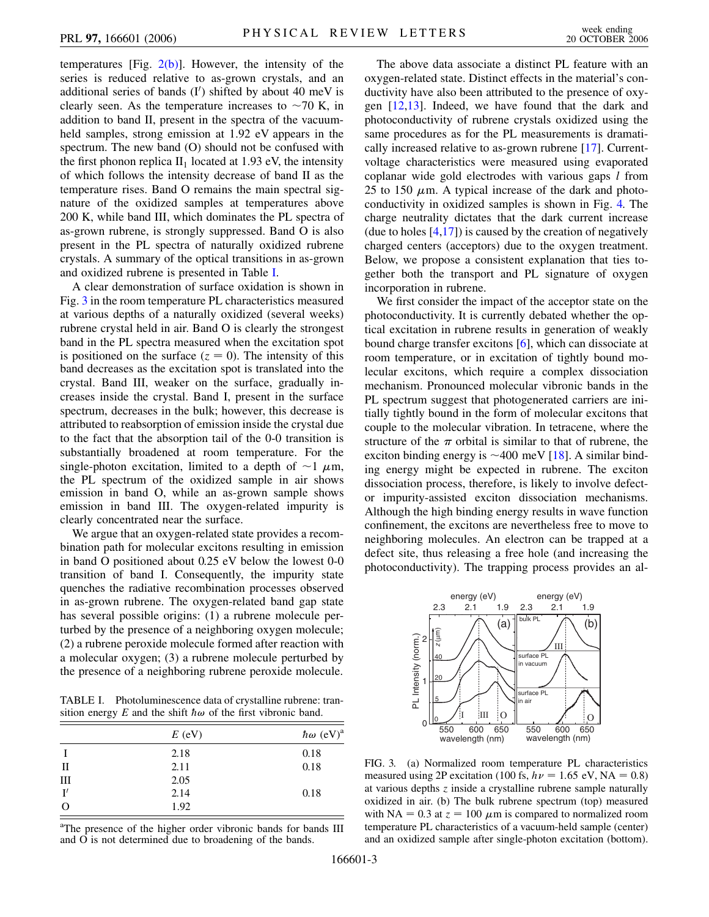temperatures [Fig. 2(b)]. However, the intensity of the series is reduced relative to as-grown crystals, and an additional series of bands (I′) shifted by about 40 meV is clearly seen. As the temperature increases to ~70 K, in addition to band II, present in the spectra of the vacuum-held samples, strong emission at 1.92 eV appears in the spectrum. The new band (O) should not be confused with the first phonon replica $II_1$ located at 1.93 eV, the intensity of which follows the intensity decrease of band II as the temperature rises. Band O remains the main spectral signature of the oxidized samples at temperatures above 200 K, while band III, which dominates the PL spectra of as-grown rubrene, is strongly suppressed. Band O is also present in the PL spectra of naturally oxidized rubrene crystals. A summary of the optical transitions in as-grown and oxidized rubrene is presented in Table I.

A clear demonstration of surface oxidation is shown in Fig. 3 in the room temperature PL characteristics measured at various depths of a naturally oxidized (several weeks) rubrene crystal held in air. Band O is clearly the strongest band in the PL spectra measured when the excitation spot is positioned on the surface ($z = 0$). The intensity of this band decreases as the excitation spot is translated into the crystal. Band III, weaker on the surface, gradually increases inside the crystal. Band I, present in the surface spectrum, decreases in the bulk; however, this decrease is attributed to reabsorption of emission inside the crystal due to the fact that the absorption tail of the 0-0 transition is substantially broadened at room temperature. For the single-photon excitation, limited to a depth of ~1 $\mu$m, the PL spectrum of the oxidized sample in air shows emission in band O, while an as-grown sample shows emission in band III. The oxygen-related impurity is clearly concentrated near the surface.

We argue that an oxygen-related state provides a recombination path for molecular excitons resulting in emission in band O positioned about 0.25 eV below the lowest 0-0 transition of band I. Consequently, the impurity state quenches the radiative recombination processes observed in as-grown rubrene. The oxygen-related band gap state has several possible origins: (1) a rubrene molecule perturbed by the presence of a neighboring oxygen molecule; (2) a rubrene peroxide molecule formed after reaction with a molecular oxygen; (3) a rubrene molecule perturbed by the presence of a neighboring rubrene peroxide molecule.

TABLE I. Photoluminescence data of crystalline rubrene: transition energy $E$ and the shift $\hbar\omega$ of the first vibronic band.

| | $E$ (eV) | $\hbar\omega$ (eV)[a] |
|---|---|---|
| I | 2.18 | 0.18 |
| II | 2.11 | 0.18 |
| III | 2.05 | |
| I′ | 2.14 | 0.18 |
| O | 1.92 | |

[a]The presence of the higher order vibronic bands for bands III and O is not determined due to broadening of the bands.

The above data associate a distinct PL feature with an oxygen-related state. Distinct effects in the material's conductivity have also been attributed to the presence of oxygen [12,13]. Indeed, we have found that the dark and photoconductivity of rubrene crystals oxidized using the same procedures as for the PL measurements is dramatically increased relative to as-grown rubrene [17]. Current-voltage characteristics were measured using evaporated coplanar wide gold electrodes with various gaps $l$ from 25 to 150 $\mu$m. A typical increase of the dark and photoconductivity in oxidized samples is shown in Fig. 4. The charge neutrality dictates that the dark current increase (due to holes [4,17]) is caused by the creation of negatively charged centers (acceptors) due to the oxygen treatment. Below, we propose a consistent explanation that ties together both the transport and PL signature of oxygen incorporation in rubrene.

We first consider the impact of the acceptor state on the photoconductivity. It is currently debated whether the optical excitation in rubrene results in generation of weakly bound charge transfer excitons [6], which can dissociate at room temperature, or in excitation of tightly bound molecular excitons, which require a complex dissociation mechanism. Pronounced molecular vibronic bands in the PL spectrum suggest that photogenerated carriers are initially tightly bound in the form of molecular excitons that couple to the molecular vibration. In tetracene, where the structure of the $\pi$ orbital is similar to that of rubrene, the exciton binding energy is ~400 meV [18]. A similar binding energy might be expected in rubrene. The exciton dissociation process, therefore, is likely to involve defect- or impurity-assisted exciton dissociation mechanisms. Although the high binding energy results in wave function confinement, the excitons are nevertheless free to move to neighboring molecules. An electron can be trapped at a defect site, thus releasing a free hole (and increasing the photoconductivity). The trapping process provides an al-

FIG. 3. (a) Normalized room temperature PL characteristics measured using 2P excitation (100 fs, $h\nu = 1.65$ eV, NA = 0.8) at various depths $z$ inside a crystalline rubrene sample naturally oxidized in air. (b) The bulk rubrene spectrum (top) measured with NA = 0.3 at $z = 100$ $\mu$m is compared to normalized room temperature PL characteristics of a vacuum-held sample (center) and an oxidized sample after single-photon excitation (bottom).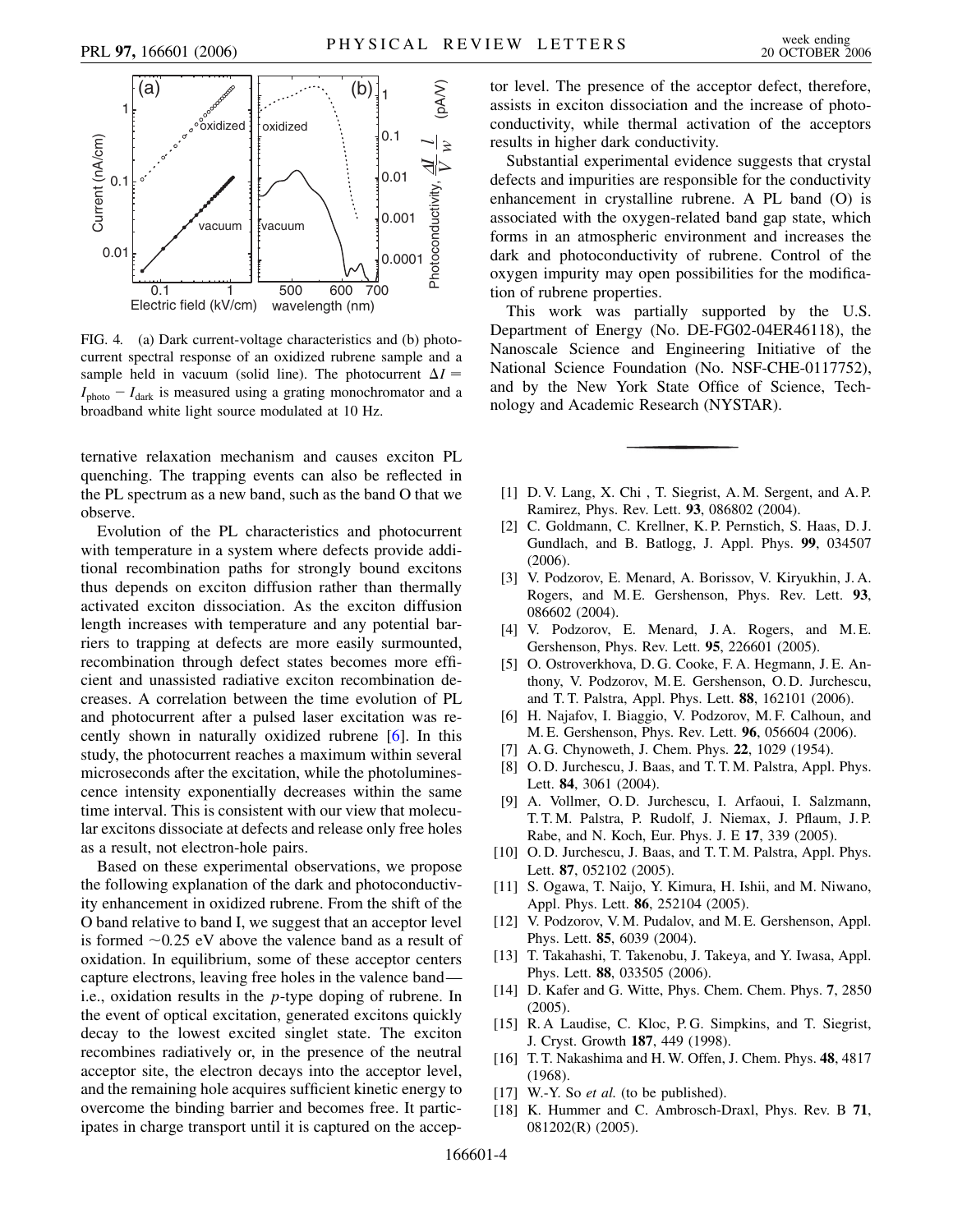(a)

1

0.1

0.01

Current (nA/cm)

oxidized

vacuum

0.1 1

Electric field (kV/cm)

(b)

oxidized

vacuum

500 600 700

wavelength (nm)

1

0.1

0.01

0.001

0.0001

Photoconductivity, $\frac{\Delta I}{V}\frac{l}{w}$ (pA/V)

FIG. 4. (a) Dark current-voltage characteristics and (b) photocurrent spectral response of an oxidized rubrene sample and a sample held in vacuum (solid line). The photocurrent $\Delta I = I_{\text{photo}} - I_{\text{dark}}$ is measured using a grating monochromator and a broadband white light source modulated at 10 Hz.

ternative relaxation mechanism and causes exciton PL quenching. The trapping events can also be reflected in the PL spectrum as a new band, such as the band O that we observe.

Evolution of the PL characteristics and photocurrent with temperature in a system where defects provide additional recombination paths for strongly bound excitons thus depends on exciton diffusion rather than thermally activated exciton dissociation. As the exciton diffusion length increases with temperature and any potential barriers to trapping at defects are more easily surmounted, recombination through defect states becomes more efficient and unassisted radiative exciton recombination decreases. A correlation between the time evolution of PL and photocurrent after a pulsed laser excitation was recently shown in naturally oxidized rubrene [6]. In this study, the photocurrent reaches a maximum within several microseconds after the excitation, while the photoluminescence intensity exponentially decreases within the same time interval. This is consistent with our view that molecular excitons dissociate at defects and release only free holes as a result, not electron-hole pairs.

Based on these experimental observations, we propose the following explanation of the dark and photoconductivity enhancement in oxidized rubrene. From the shift of the O band relative to band I, we suggest that an acceptor level is formed $\sim$0.25 eV above the valence band as a result of oxidation. In equilibrium, some of these acceptor centers capture electrons, leaving free holes in the valence band—i.e., oxidation results in the *p*-type doping of rubrene. In the event of optical excitation, generated excitons quickly decay to the lowest excited singlet state. The exciton recombines radiatively or, in the presence of the neutral acceptor site, the electron decays into the acceptor level, and the remaining hole acquires sufficient kinetic energy to overcome the binding barrier and becomes free. It participates in charge transport until it is captured on the acceptor level. The presence of the acceptor defect, therefore, assists in exciton dissociation and the increase of photoconductivity, while thermal activation of the acceptors results in higher dark conductivity.

Substantial experimental evidence suggests that crystal defects and impurities are responsible for the conductivity enhancement in crystalline rubrene. A PL band (O) is associated with the oxygen-related band gap state, which forms in an atmospheric environment and increases the dark and photoconductivity of rubrene. Control of the oxygen impurity may open possibilities for the modification of rubrene properties.

This work was partially supported by the U.S. Department of Energy (No. DE-FG02-04ER46118), the Nanoscale Science and Engineering Initiative of the National Science Foundation (No. NSF-CHE-0117752), and by the New York State Office of Science, Technology and Academic Research (NYSTAR).

---

[1] D. V. Lang, X. Chi , T. Siegrist, A. M. Sergent, and A. P. Ramirez, Phys. Rev. Lett. **93**, 086802 (2004).

[2] C. Goldmann, C. Krellner, K. P. Pernstich, S. Haas, D. J. Gundlach, and B. Batlogg, J. Appl. Phys. **99**, 034507 (2006).

[3] V. Podzorov, E. Menard, A. Borissov, V. Kiryukhin, J. A. Rogers, and M. E. Gershenson, Phys. Rev. Lett. **93**, 086602 (2004).

[4] V. Podzorov, E. Menard, J. A. Rogers, and M. E. Gershenson, Phys. Rev. Lett. **95**, 226601 (2005).

[5] O. Ostroverkhova, D. G. Cooke, F. A. Hegmann, J. E. Anthony, V. Podzorov, M. E. Gershenson, O. D. Jurchescu, and T. T. Palstra, Appl. Phys. Lett. **88**, 162101 (2006).

[6] H. Najafov, I. Biaggio, V. Podzorov, M. F. Calhoun, and M. E. Gershenson, Phys. Rev. Lett. **96**, 056604 (2006).

[7] A. G. Chynoweth, J. Chem. Phys. **22**, 1029 (1954).

[8] O. D. Jurchescu, J. Baas, and T. T. M. Palstra, Appl. Phys. Lett. **84**, 3061 (2004).

[9] A. Vollmer, O. D. Jurchescu, I. Arfaoui, I. Salzmann, T. T. M. Palstra, P. Rudolf, J. Niemax, J. Pflaum, J. P. Rabe, and N. Koch, Eur. Phys. J. E **17**, 339 (2005).

[10] O. D. Jurchescu, J. Baas, and T. T. M. Palstra, Appl. Phys. Lett. **87**, 052102 (2005).

[11] S. Ogawa, T. Naijo, Y. Kimura, H. Ishii, and M. Niwano, Appl. Phys. Lett. **86**, 252104 (2005).

[12] V. Podzorov, V. M. Pudalov, and M. E. Gershenson, Appl. Phys. Lett. **85**, 6039 (2004).

[13] T. Takahashi, T. Takenobu, J. Takeya, and Y. Iwasa, Appl. Phys. Lett. **88**, 033505 (2006).

[14] D. Kafer and G. Witte, Phys. Chem. Chem. Phys. **7**, 2850 (2005).

[15] R. A Laudise, C. Kloc, P. G. Simpkins, and T. Siegrist, J. Cryst. Growth **187**, 449 (1998).

[16] T. T. Nakashima and H. W. Offen, J. Chem. Phys. **48**, 4817 (1968).

[17] W.-Y. So *et al.* (to be published).

[18] K. Hummer and C. Ambrosch-Draxl, Phys. Rev. B **71**, 081202(R) (2005).